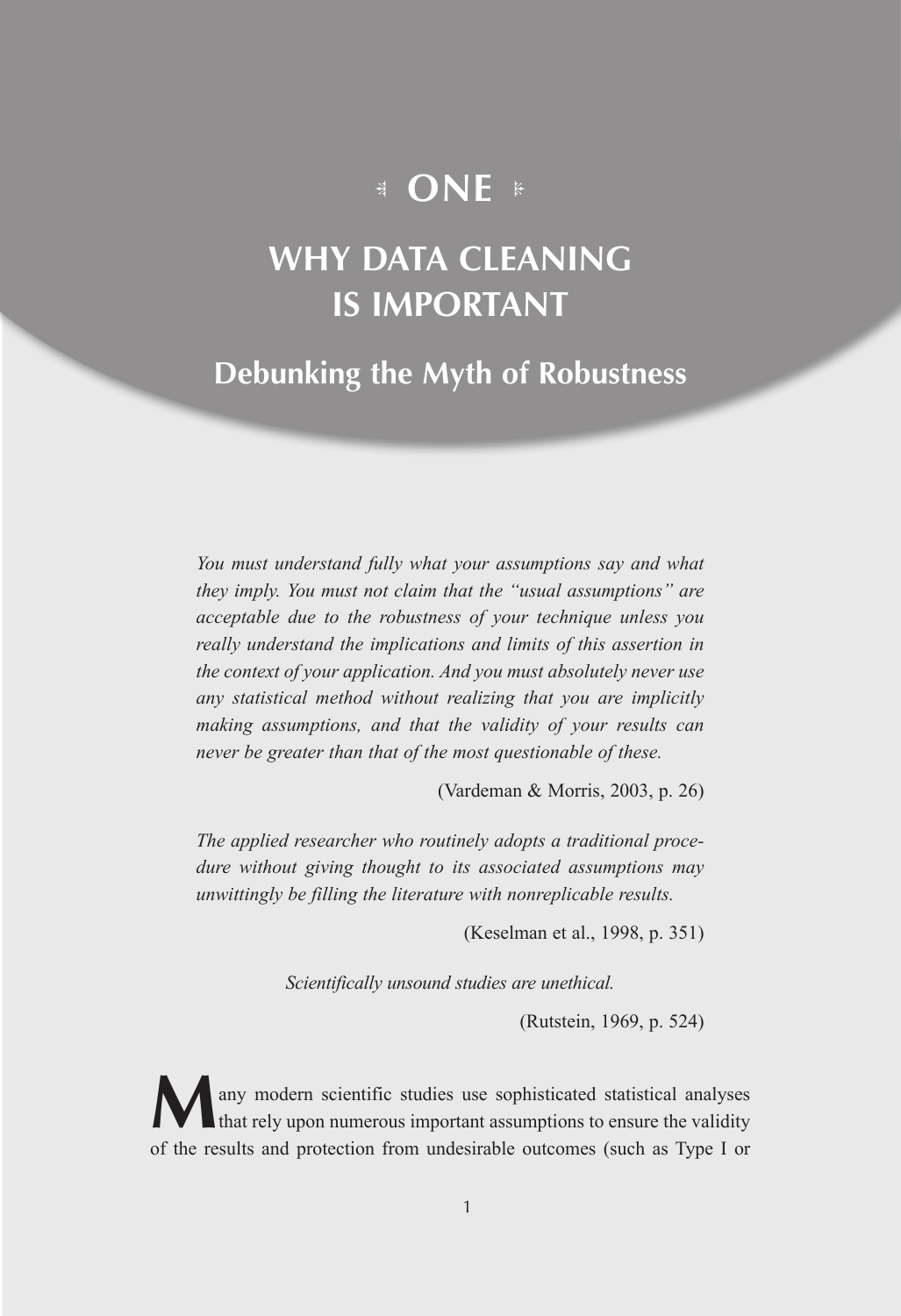# ONE

# WHY DATA CLEANING IS IMPORTANT

## Debunking the Myth of Robustness

*You must understand fully what your assumptions say and what they imply. You must not claim that the "usual assumptions" are acceptable due to the robustness of your technique unless you really understand the implications and limits of this assertion in the context of your application. And you must absolutely never use any statistical method without realizing that you are implicitly making assumptions, and that the validity of your results can never be greater than that of the most questionable of these.*

(Vardeman & Morris, 2003, p. 26)

*The applied researcher who routinely adopts a traditional procedure without giving thought to its associated assumptions may unwittingly be filling the literature with nonreplicable results.*

(Keselman et al., 1998, p. 351)

*Scientifically unsound studies are unethical.*

(Rutstein, 1969, p. 524)

Many modern scientific studies use sophisticated statistical analyses that rely upon numerous important assumptions to ensure the validity of the results and protection from undesirable outcomes (such as Type I or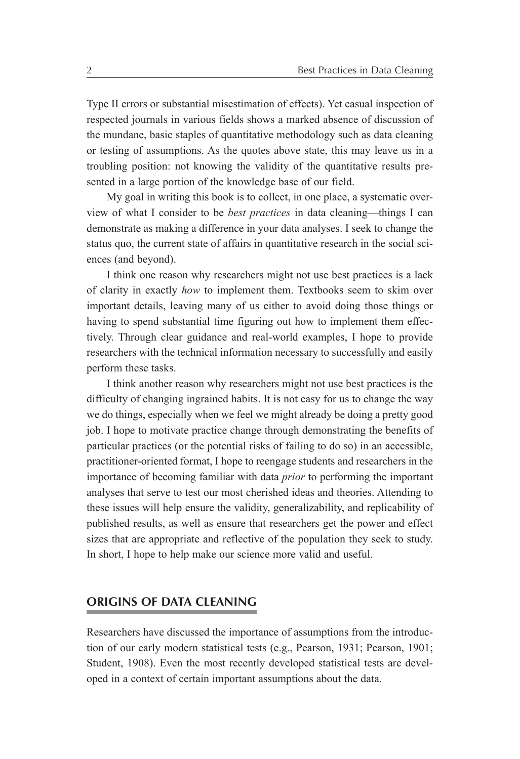Type II errors or substantial misestimation of effects). Yet casual inspection of respected journals in various fields shows a marked absence of discussion of the mundane, basic staples of quantitative methodology such as data cleaning or testing of assumptions. As the quotes above state, this may leave us in a troubling position: not knowing the validity of the quantitative results presented in a large portion of the knowledge base of our field.

My goal in writing this book is to collect, in one place, a systematic overview of what I consider to be *best practices* in data cleaning—things I can demonstrate as making a difference in your data analyses. I seek to change the status quo, the current state of affairs in quantitative research in the social sciences (and beyond).

I think one reason why researchers might not use best practices is a lack of clarity in exactly *how* to implement them. Textbooks seem to skim over important details, leaving many of us either to avoid doing those things or having to spend substantial time figuring out how to implement them effectively. Through clear guidance and real-world examples, I hope to provide researchers with the technical information necessary to successfully and easily perform these tasks.

I think another reason why researchers might not use best practices is the difficulty of changing ingrained habits. It is not easy for us to change the way we do things, especially when we feel we might already be doing a pretty good job. I hope to motivate practice change through demonstrating the benefits of particular practices (or the potential risks of failing to do so) in an accessible, practitioner-oriented format, I hope to reengage students and researchers in the importance of becoming familiar with data *prior* to performing the important analyses that serve to test our most cherished ideas and theories. Attending to these issues will help ensure the validity, generalizability, and replicability of published results, as well as ensure that researchers get the power and effect sizes that are appropriate and reflective of the population they seek to study. In short, I hope to help make our science more valid and useful.

## ORIGINS OF DATA CLEANING

Researchers have discussed the importance of assumptions from the introduction of our early modern statistical tests (e.g., Pearson, 1931; Pearson, 1901; Student, 1908). Even the most recently developed statistical tests are developed in a context of certain important assumptions about the data.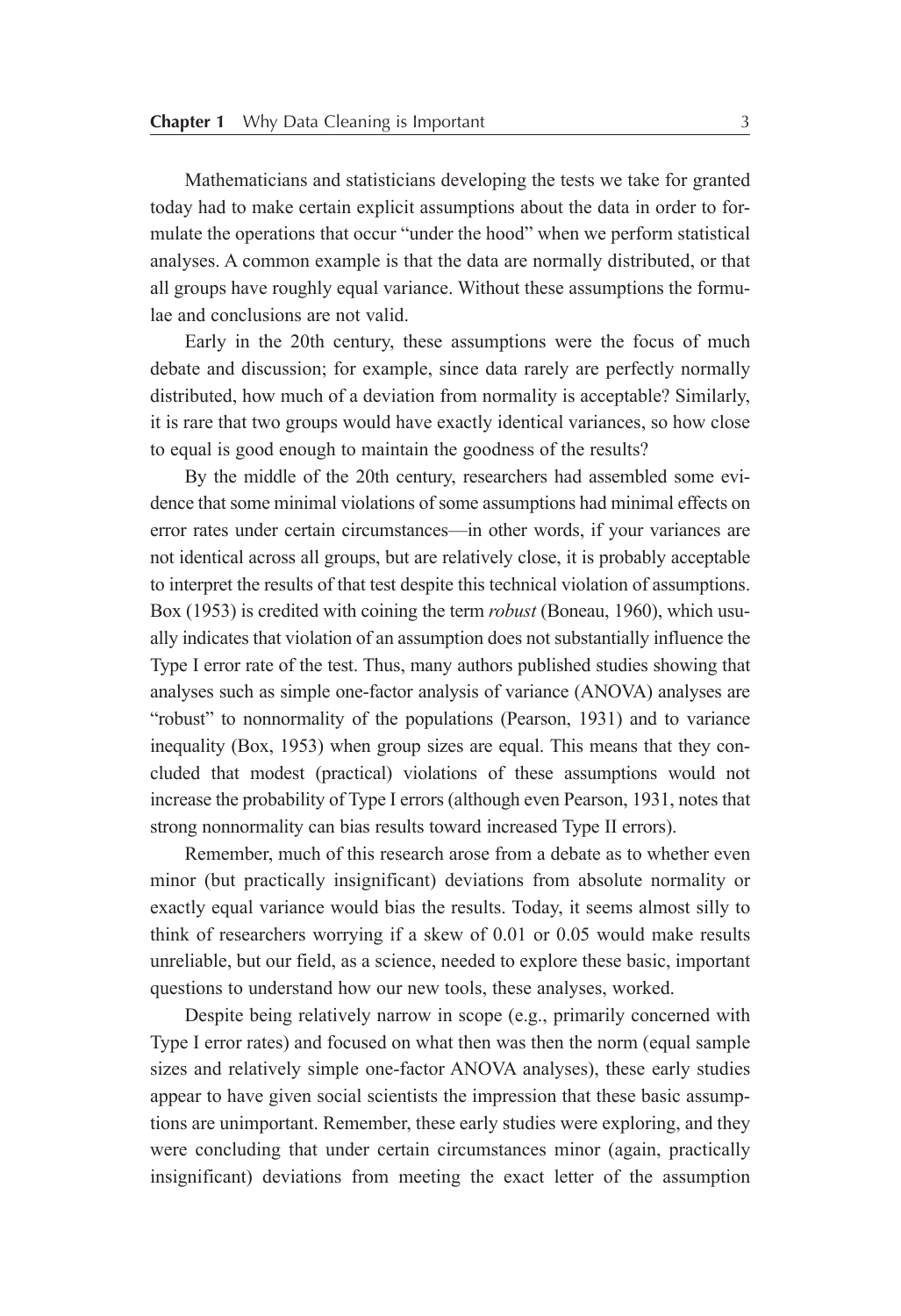Mathematicians and statisticians developing the tests we take for granted today had to make certain explicit assumptions about the data in order to formulate the operations that occur "under the hood" when we perform statistical analyses. A common example is that the data are normally distributed, or that all groups have roughly equal variance. Without these assumptions the formulae and conclusions are not valid.

Early in the 20th century, these assumptions were the focus of much debate and discussion; for example, since data rarely are perfectly normally distributed, how much of a deviation from normality is acceptable? Similarly, it is rare that two groups would have exactly identical variances, so how close to equal is good enough to maintain the goodness of the results?

By the middle of the 20th century, researchers had assembled some evidence that some minimal violations of some assumptions had minimal effects on error rates under certain circumstances—in other words, if your variances are not identical across all groups, but are relatively close, it is probably acceptable to interpret the results of that test despite this technical violation of assumptions. Box (1953) is credited with coining the term *robust* (Boneau, 1960), which usually indicates that violation of an assumption does not substantially influence the Type I error rate of the test. Thus, many authors published studies showing that analyses such as simple one-factor analysis of variance (ANOVA) analyses are "robust" to nonnormality of the populations (Pearson, 1931) and to variance inequality (Box, 1953) when group sizes are equal. This means that they concluded that modest (practical) violations of these assumptions would not increase the probability of Type I errors (although even Pearson, 1931, notes that strong nonnormality can bias results toward increased Type II errors).

Remember, much of this research arose from a debate as to whether even minor (but practically insignificant) deviations from absolute normality or exactly equal variance would bias the results. Today, it seems almost silly to think of researchers worrying if a skew of 0.01 or 0.05 would make results unreliable, but our field, as a science, needed to explore these basic, important questions to understand how our new tools, these analyses, worked.

Despite being relatively narrow in scope (e.g., primarily concerned with Type I error rates) and focused on what then was then the norm (equal sample sizes and relatively simple one-factor ANOVA analyses), these early studies appear to have given social scientists the impression that these basic assumptions are unimportant. Remember, these early studies were exploring, and they were concluding that under certain circumstances minor (again, practically insignificant) deviations from meeting the exact letter of the assumption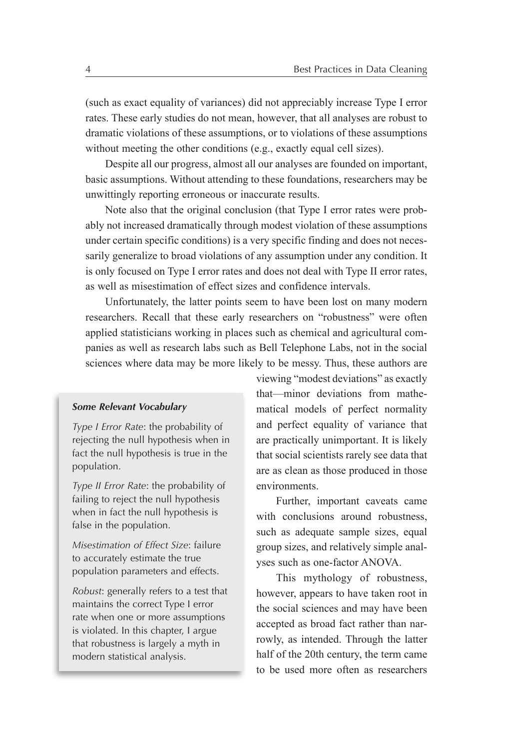(such as exact equality of variances) did not appreciably increase Type I error rates. These early studies do not mean, however, that all analyses are robust to dramatic violations of these assumptions, or to violations of these assumptions without meeting the other conditions (e.g., exactly equal cell sizes).

Despite all our progress, almost all our analyses are founded on important, basic assumptions. Without attending to these foundations, researchers may be unwittingly reporting erroneous or inaccurate results.

Note also that the original conclusion (that Type I error rates were probably not increased dramatically through modest violation of these assumptions under certain specific conditions) is a very specific finding and does not necessarily generalize to broad violations of any assumption under any condition. It is only focused on Type I error rates and does not deal with Type II error rates, as well as misestimation of effect sizes and confidence intervals.

Unfortunately, the latter points seem to have been lost on many modern researchers. Recall that these early researchers on "robustness" were often applied statisticians working in places such as chemical and agricultural companies as well as research labs such as Bell Telephone Labs, not in the social sciences where data may be more likely to be messy. Thus, these authors are viewing "modest deviations" as exactly that—minor deviations from mathematical models of perfect normality and perfect equality of variance that are practically unimportant. It is likely that social scientists rarely see data that are as clean as those produced in those environments.

Further, important caveats came with conclusions around robustness, such as adequate sample sizes, equal group sizes, and relatively simple analyses such as one-factor ANOVA.

This mythology of robustness, however, appears to have taken root in the social sciences and may have been accepted as broad fact rather than narrowly, as intended. Through the latter half of the 20th century, the term came to be used more often as researchers

> ***Some Relevant Vocabulary***
>
> *Type I Error Rate*: the probability of rejecting the null hypothesis when in fact the null hypothesis is true in the population.
>
> *Type II Error Rate*: the probability of failing to reject the null hypothesis when in fact the null hypothesis is false in the population.
>
> *Misestimation of Effect Size*: failure to accurately estimate the true population parameters and effects.
>
> *Robust*: generally refers to a test that maintains the correct Type I error rate when one or more assumptions is violated. In this chapter, I argue that robustness is largely a myth in modern statistical analysis.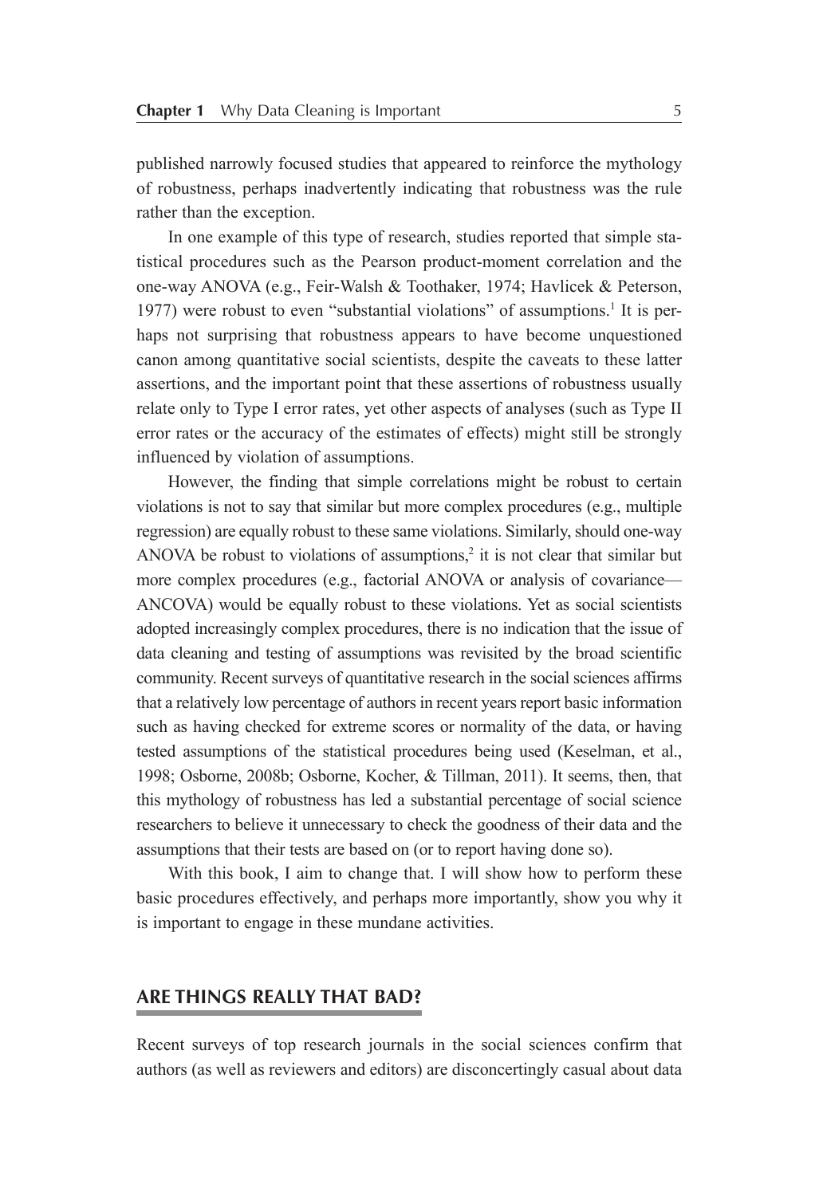published narrowly focused studies that appeared to reinforce the mythology of robustness, perhaps inadvertently indicating that robustness was the rule rather than the exception.

In one example of this type of research, studies reported that simple statistical procedures such as the Pearson product-moment correlation and the one-way ANOVA (e.g., Feir-Walsh & Toothaker, 1974; Havlicek & Peterson, 1977) were robust to even "substantial violations" of assumptions.[1] It is perhaps not surprising that robustness appears to have become unquestioned canon among quantitative social scientists, despite the caveats to these latter assertions, and the important point that these assertions of robustness usually relate only to Type I error rates, yet other aspects of analyses (such as Type II error rates or the accuracy of the estimates of effects) might still be strongly influenced by violation of assumptions.

However, the finding that simple correlations might be robust to certain violations is not to say that similar but more complex procedures (e.g., multiple regression) are equally robust to these same violations. Similarly, should one-way ANOVA be robust to violations of assumptions,[2] it is not clear that similar but more complex procedures (e.g., factorial ANOVA or analysis of covariance—ANCOVA) would be equally robust to these violations. Yet as social scientists adopted increasingly complex procedures, there is no indication that the issue of data cleaning and testing of assumptions was revisited by the broad scientific community. Recent surveys of quantitative research in the social sciences affirms that a relatively low percentage of authors in recent years report basic information such as having checked for extreme scores or normality of the data, or having tested assumptions of the statistical procedures being used (Keselman, et al., 1998; Osborne, 2008b; Osborne, Kocher, & Tillman, 2011). It seems, then, that this mythology of robustness has led a substantial percentage of social science researchers to believe it unnecessary to check the goodness of their data and the assumptions that their tests are based on (or to report having done so).

With this book, I aim to change that. I will show how to perform these basic procedures effectively, and perhaps more importantly, show you why it is important to engage in these mundane activities.

## ARE THINGS REALLY THAT BAD?

Recent surveys of top research journals in the social sciences confirm that authors (as well as reviewers and editors) are disconcertingly casual about data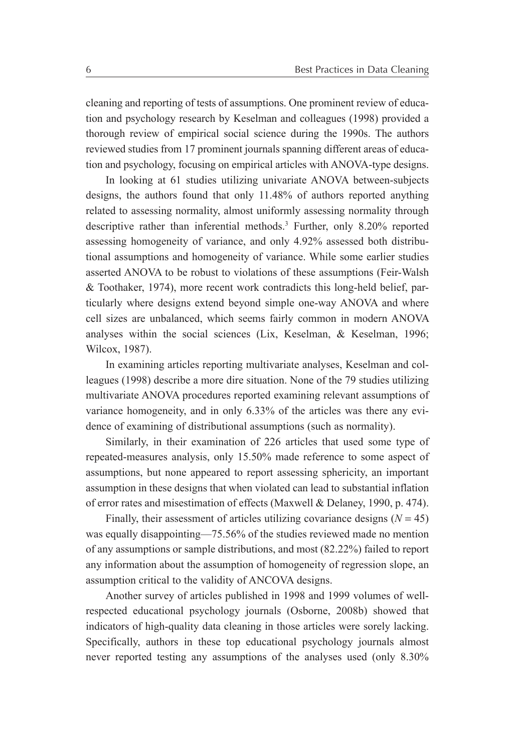cleaning and reporting of tests of assumptions. One prominent review of education and psychology research by Keselman and colleagues (1998) provided a thorough review of empirical social science during the 1990s. The authors reviewed studies from 17 prominent journals spanning different areas of education and psychology, focusing on empirical articles with ANOVA-type designs.

In looking at 61 studies utilizing univariate ANOVA between-subjects designs, the authors found that only 11.48% of authors reported anything related to assessing normality, almost uniformly assessing normality through descriptive rather than inferential methods.[3] Further, only 8.20% reported assessing homogeneity of variance, and only 4.92% assessed both distributional assumptions and homogeneity of variance. While some earlier studies asserted ANOVA to be robust to violations of these assumptions (Feir-Walsh & Toothaker, 1974), more recent work contradicts this long-held belief, particularly where designs extend beyond simple one-way ANOVA and where cell sizes are unbalanced, which seems fairly common in modern ANOVA analyses within the social sciences (Lix, Keselman, & Keselman, 1996; Wilcox, 1987).

In examining articles reporting multivariate analyses, Keselman and colleagues (1998) describe a more dire situation. None of the 79 studies utilizing multivariate ANOVA procedures reported examining relevant assumptions of variance homogeneity, and in only 6.33% of the articles was there any evidence of examining of distributional assumptions (such as normality).

Similarly, in their examination of 226 articles that used some type of repeated-measures analysis, only 15.50% made reference to some aspect of assumptions, but none appeared to report assessing sphericity, an important assumption in these designs that when violated can lead to substantial inflation of error rates and misestimation of effects (Maxwell & Delaney, 1990, p. 474).

Finally, their assessment of articles utilizing covariance designs ($N = 45$) was equally disappointing—75.56% of the studies reviewed made no mention of any assumptions or sample distributions, and most (82.22%) failed to report any information about the assumption of homogeneity of regression slope, an assumption critical to the validity of ANCOVA designs.

Another survey of articles published in 1998 and 1999 volumes of well-respected educational psychology journals (Osborne, 2008b) showed that indicators of high-quality data cleaning in those articles were sorely lacking. Specifically, authors in these top educational psychology journals almost never reported testing any assumptions of the analyses used (only 8.30%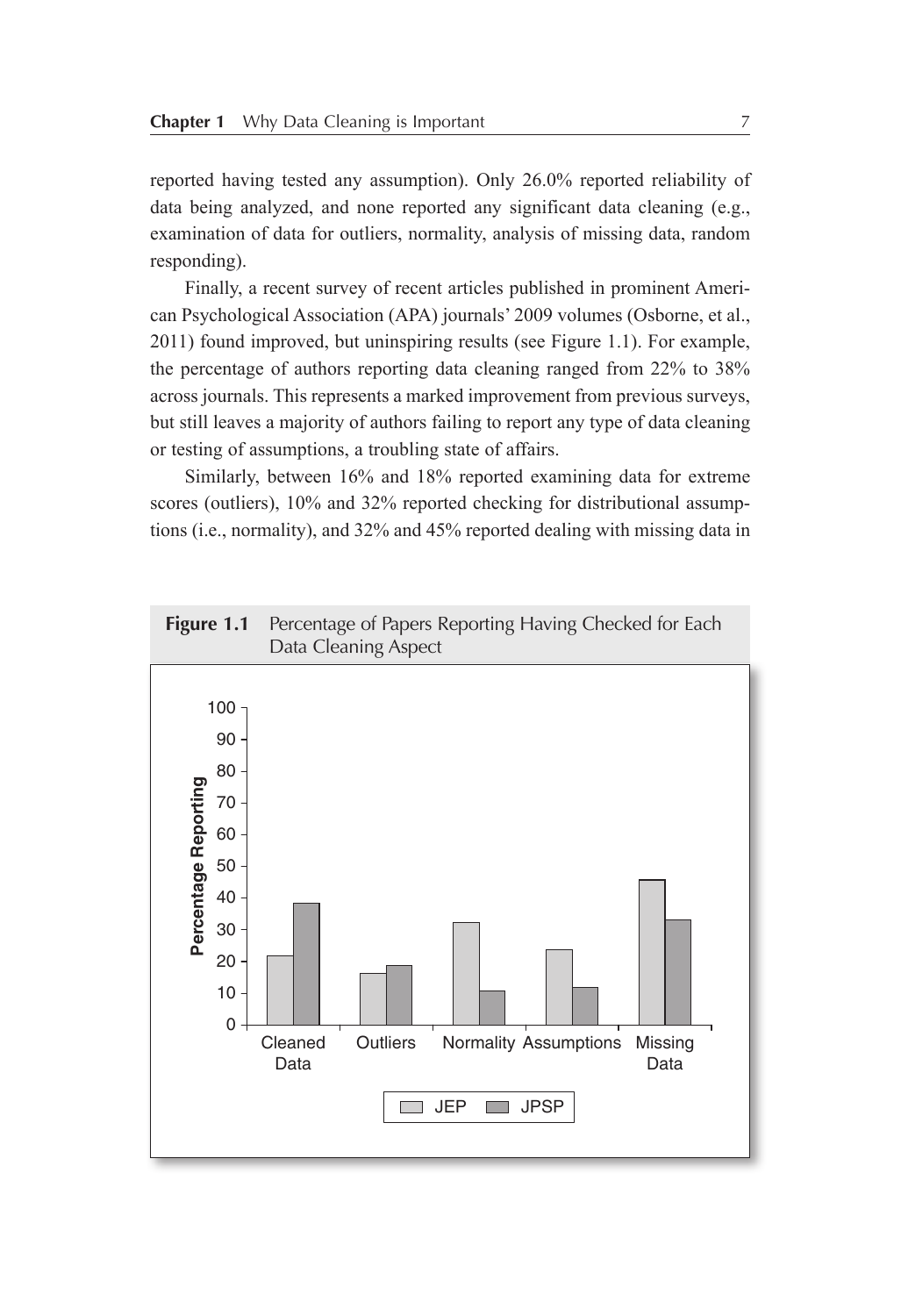reported having tested any assumption). Only 26.0% reported reliability of data being analyzed, and none reported any significant data cleaning (e.g., examination of data for outliers, normality, analysis of missing data, random responding).

Finally, a recent survey of recent articles published in prominent American Psychological Association (APA) journals' 2009 volumes (Osborne, et al., 2011) found improved, but uninspiring results (see Figure 1.1). For example, the percentage of authors reporting data cleaning ranged from 22% to 38% across journals. This represents a marked improvement from previous surveys, but still leaves a majority of authors failing to report any type of data cleaning or testing of assumptions, a troubling state of affairs.

Similarly, between 16% and 18% reported examining data for extreme scores (outliers), 10% and 32% reported checking for distributional assumptions (i.e., normality), and 32% and 45% reported dealing with missing data in

**Figure 1.1** Percentage of Papers Reporting Having Checked for Each Data Cleaning Aspect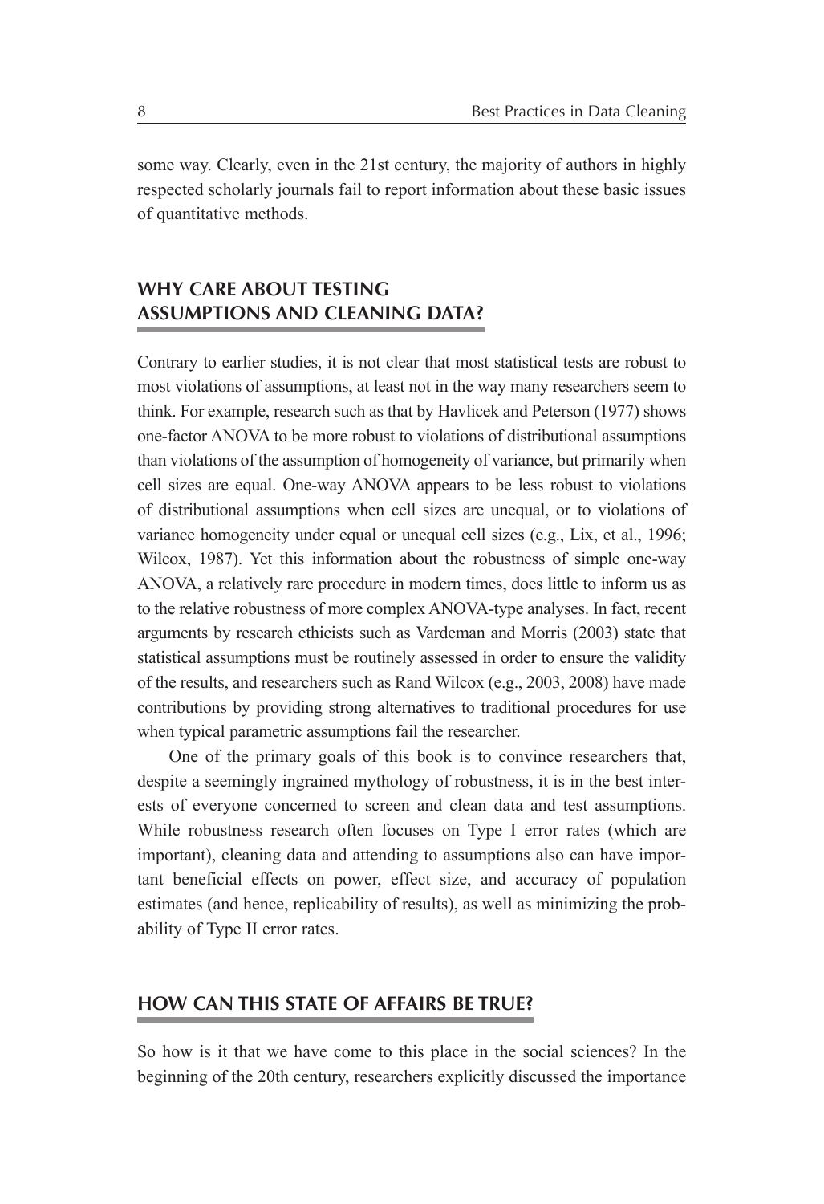some way. Clearly, even in the 21st century, the majority of authors in highly respected scholarly journals fail to report information about these basic issues of quantitative methods.

## WHY CARE ABOUT TESTING ASSUMPTIONS AND CLEANING DATA?

Contrary to earlier studies, it is not clear that most statistical tests are robust to most violations of assumptions, at least not in the way many researchers seem to think. For example, research such as that by Havlicek and Peterson (1977) shows one-factor ANOVA to be more robust to violations of distributional assumptions than violations of the assumption of homogeneity of variance, but primarily when cell sizes are equal. One-way ANOVA appears to be less robust to violations of distributional assumptions when cell sizes are unequal, or to violations of variance homogeneity under equal or unequal cell sizes (e.g., Lix, et al., 1996; Wilcox, 1987). Yet this information about the robustness of simple one-way ANOVA, a relatively rare procedure in modern times, does little to inform us as to the relative robustness of more complex ANOVA-type analyses. In fact, recent arguments by research ethicists such as Vardeman and Morris (2003) state that statistical assumptions must be routinely assessed in order to ensure the validity of the results, and researchers such as Rand Wilcox (e.g., 2003, 2008) have made contributions by providing strong alternatives to traditional procedures for use when typical parametric assumptions fail the researcher.

One of the primary goals of this book is to convince researchers that, despite a seemingly ingrained mythology of robustness, it is in the best interests of everyone concerned to screen and clean data and test assumptions. While robustness research often focuses on Type I error rates (which are important), cleaning data and attending to assumptions also can have important beneficial effects on power, effect size, and accuracy of population estimates (and hence, replicability of results), as well as minimizing the probability of Type II error rates.

## HOW CAN THIS STATE OF AFFAIRS BE TRUE?

So how is it that we have come to this place in the social sciences? In the beginning of the 20th century, researchers explicitly discussed the importance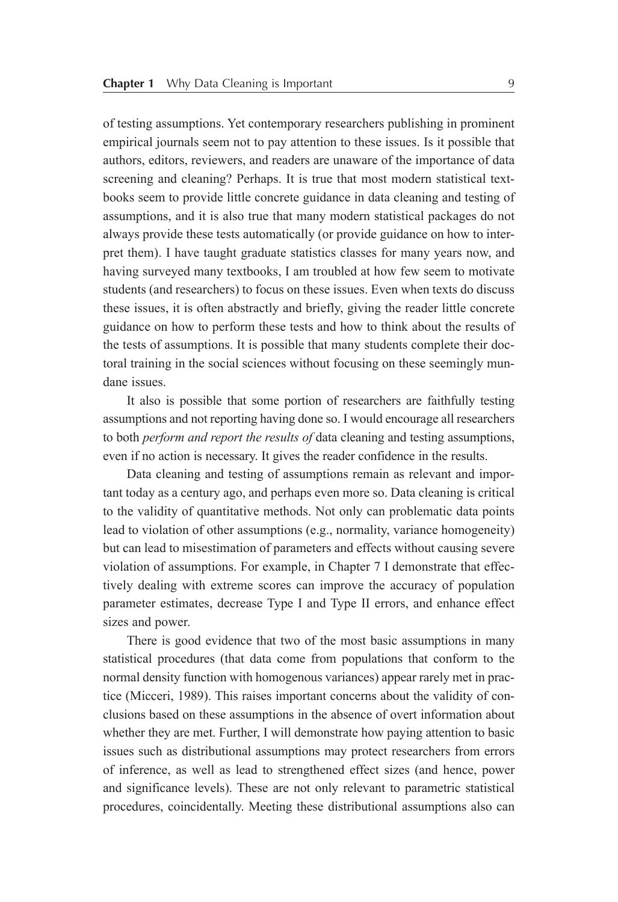of testing assumptions. Yet contemporary researchers publishing in prominent empirical journals seem not to pay attention to these issues. Is it possible that authors, editors, reviewers, and readers are unaware of the importance of data screening and cleaning? Perhaps. It is true that most modern statistical textbooks seem to provide little concrete guidance in data cleaning and testing of assumptions, and it is also true that many modern statistical packages do not always provide these tests automatically (or provide guidance on how to interpret them). I have taught graduate statistics classes for many years now, and having surveyed many textbooks, I am troubled at how few seem to motivate students (and researchers) to focus on these issues. Even when texts do discuss these issues, it is often abstractly and briefly, giving the reader little concrete guidance on how to perform these tests and how to think about the results of the tests of assumptions. It is possible that many students complete their doctoral training in the social sciences without focusing on these seemingly mundane issues.

It also is possible that some portion of researchers are faithfully testing assumptions and not reporting having done so. I would encourage all researchers to both *perform and report the results of* data cleaning and testing assumptions, even if no action is necessary. It gives the reader confidence in the results.

Data cleaning and testing of assumptions remain as relevant and important today as a century ago, and perhaps even more so. Data cleaning is critical to the validity of quantitative methods. Not only can problematic data points lead to violation of other assumptions (e.g., normality, variance homogeneity) but can lead to misestimation of parameters and effects without causing severe violation of assumptions. For example, in Chapter 7 I demonstrate that effectively dealing with extreme scores can improve the accuracy of population parameter estimates, decrease Type I and Type II errors, and enhance effect sizes and power.

There is good evidence that two of the most basic assumptions in many statistical procedures (that data come from populations that conform to the normal density function with homogenous variances) appear rarely met in practice (Micceri, 1989). This raises important concerns about the validity of conclusions based on these assumptions in the absence of overt information about whether they are met. Further, I will demonstrate how paying attention to basic issues such as distributional assumptions may protect researchers from errors of inference, as well as lead to strengthened effect sizes (and hence, power and significance levels). These are not only relevant to parametric statistical procedures, coincidentally. Meeting these distributional assumptions also can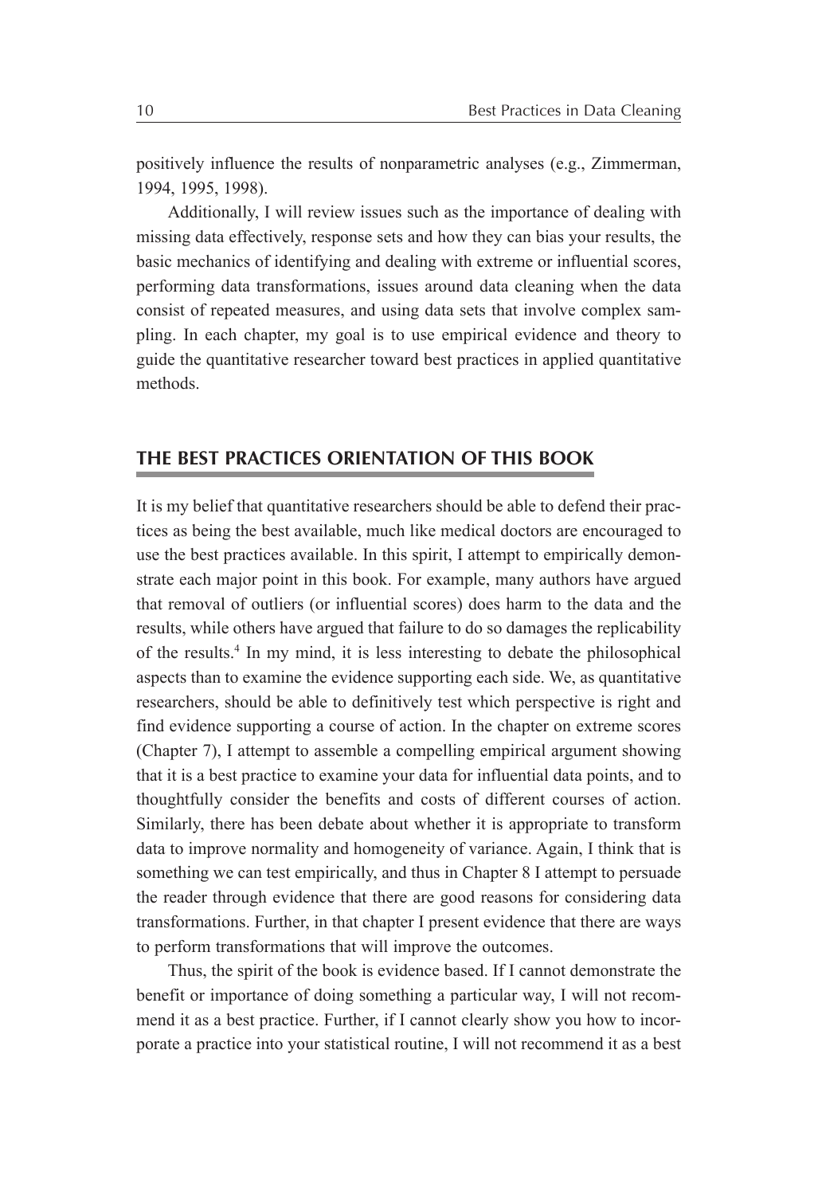positively influence the results of nonparametric analyses (e.g., Zimmerman, 1994, 1995, 1998).

Additionally, I will review issues such as the importance of dealing with missing data effectively, response sets and how they can bias your results, the basic mechanics of identifying and dealing with extreme or influential scores, performing data transformations, issues around data cleaning when the data consist of repeated measures, and using data sets that involve complex sampling. In each chapter, my goal is to use empirical evidence and theory to guide the quantitative researcher toward best practices in applied quantitative methods.

## THE BEST PRACTICES ORIENTATION OF THIS BOOK

It is my belief that quantitative researchers should be able to defend their practices as being the best available, much like medical doctors are encouraged to use the best practices available. In this spirit, I attempt to empirically demonstrate each major point in this book. For example, many authors have argued that removal of outliers (or influential scores) does harm to the data and the results, while others have argued that failure to do so damages the replicability of the results.[4] In my mind, it is less interesting to debate the philosophical aspects than to examine the evidence supporting each side. We, as quantitative researchers, should be able to definitively test which perspective is right and find evidence supporting a course of action. In the chapter on extreme scores (Chapter 7), I attempt to assemble a compelling empirical argument showing that it is a best practice to examine your data for influential data points, and to thoughtfully consider the benefits and costs of different courses of action. Similarly, there has been debate about whether it is appropriate to transform data to improve normality and homogeneity of variance. Again, I think that is something we can test empirically, and thus in Chapter 8 I attempt to persuade the reader through evidence that there are good reasons for considering data transformations. Further, in that chapter I present evidence that there are ways to perform transformations that will improve the outcomes.

Thus, the spirit of the book is evidence based. If I cannot demonstrate the benefit or importance of doing something a particular way, I will not recommend it as a best practice. Further, if I cannot clearly show you how to incorporate a practice into your statistical routine, I will not recommend it as a best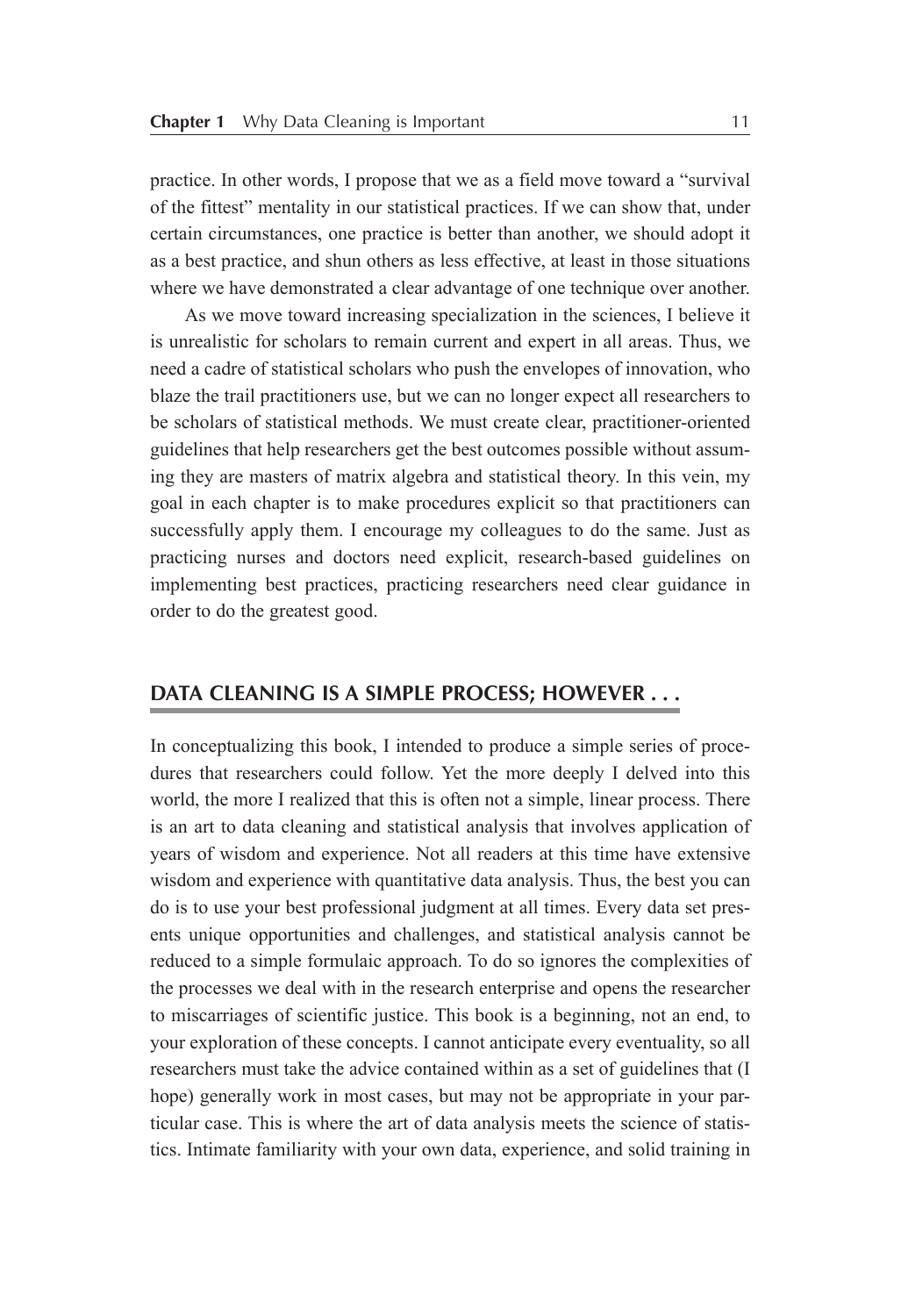practice. In other words, I propose that we as a field move toward a "survival of the fittest" mentality in our statistical practices. If we can show that, under certain circumstances, one practice is better than another, we should adopt it as a best practice, and shun others as less effective, at least in those situations where we have demonstrated a clear advantage of one technique over another.

As we move toward increasing specialization in the sciences, I believe it is unrealistic for scholars to remain current and expert in all areas. Thus, we need a cadre of statistical scholars who push the envelopes of innovation, who blaze the trail practitioners use, but we can no longer expect all researchers to be scholars of statistical methods. We must create clear, practitioner-oriented guidelines that help researchers get the best outcomes possible without assuming they are masters of matrix algebra and statistical theory. In this vein, my goal in each chapter is to make procedures explicit so that practitioners can successfully apply them. I encourage my colleagues to do the same. Just as practicing nurses and doctors need explicit, research-based guidelines on implementing best practices, practicing researchers need clear guidance in order to do the greatest good.

## DATA CLEANING IS A SIMPLE PROCESS; HOWEVER . . .

In conceptualizing this book, I intended to produce a simple series of procedures that researchers could follow. Yet the more deeply I delved into this world, the more I realized that this is often not a simple, linear process. There is an art to data cleaning and statistical analysis that involves application of years of wisdom and experience. Not all readers at this time have extensive wisdom and experience with quantitative data analysis. Thus, the best you can do is to use your best professional judgment at all times. Every data set presents unique opportunities and challenges, and statistical analysis cannot be reduced to a simple formulaic approach. To do so ignores the complexities of the processes we deal with in the research enterprise and opens the researcher to miscarriages of scientific justice. This book is a beginning, not an end, to your exploration of these concepts. I cannot anticipate every eventuality, so all researchers must take the advice contained within as a set of guidelines that (I hope) generally work in most cases, but may not be appropriate in your particular case. This is where the art of data analysis meets the science of statistics. Intimate familiarity with your own data, experience, and solid training in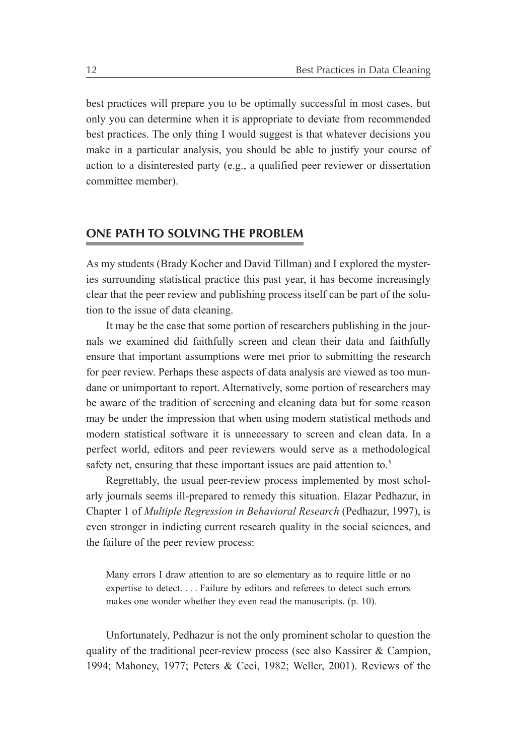best practices will prepare you to be optimally successful in most cases, but only you can determine when it is appropriate to deviate from recommended best practices. The only thing I would suggest is that whatever decisions you make in a particular analysis, you should be able to justify your course of action to a disinterested party (e.g., a qualified peer reviewer or dissertation committee member).

## ONE PATH TO SOLVING THE PROBLEM

As my students (Brady Kocher and David Tillman) and I explored the mysteries surrounding statistical practice this past year, it has become increasingly clear that the peer review and publishing process itself can be part of the solution to the issue of data cleaning.

It may be the case that some portion of researchers publishing in the journals we examined did faithfully screen and clean their data and faithfully ensure that important assumptions were met prior to submitting the research for peer review. Perhaps these aspects of data analysis are viewed as too mundane or unimportant to report. Alternatively, some portion of researchers may be aware of the tradition of screening and cleaning data but for some reason may be under the impression that when using modern statistical methods and modern statistical software it is unnecessary to screen and clean data. In a perfect world, editors and peer reviewers would serve as a methodological safety net, ensuring that these important issues are paid attention to.[5]

Regrettably, the usual peer-review process implemented by most scholarly journals seems ill-prepared to remedy this situation. Elazar Pedhazur, in Chapter 1 of *Multiple Regression in Behavioral Research* (Pedhazur, 1997), is even stronger in indicting current research quality in the social sciences, and the failure of the peer review process:

> Many errors I draw attention to are so elementary as to require little or no expertise to detect. . . . Failure by editors and referees to detect such errors makes one wonder whether they even read the manuscripts. (p. 10).

Unfortunately, Pedhazur is not the only prominent scholar to question the quality of the traditional peer-review process (see also Kassirer & Campion, 1994; Mahoney, 1977; Peters & Ceci, 1982; Weller, 2001). Reviews of the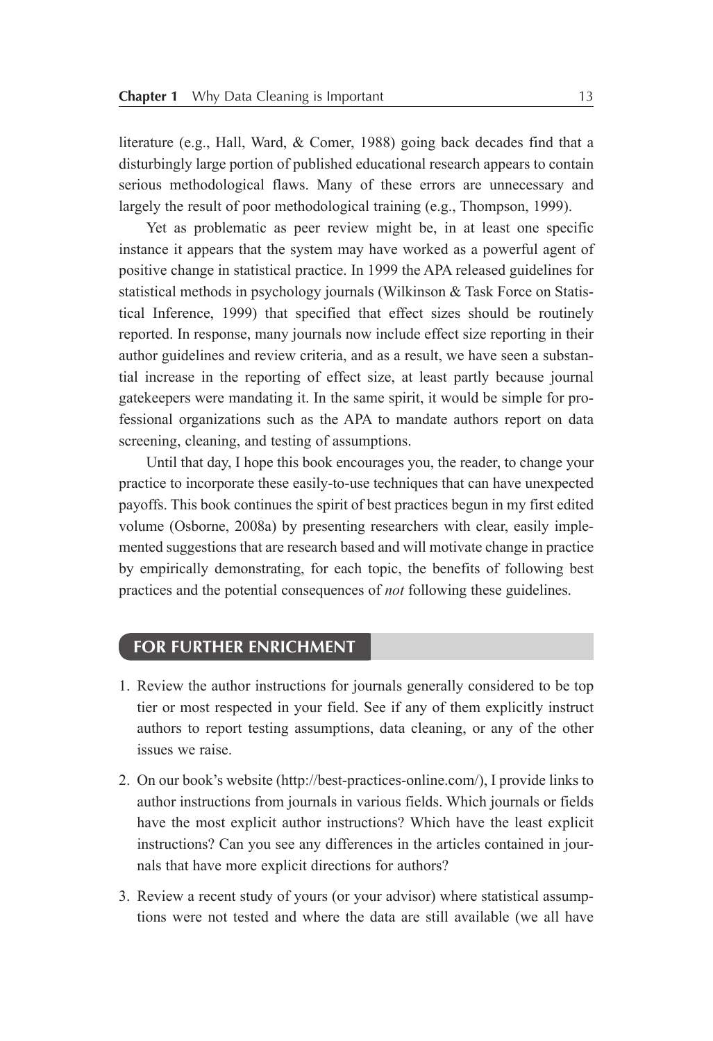literature (e.g., Hall, Ward, & Comer, 1988) going back decades find that a disturbingly large portion of published educational research appears to contain serious methodological flaws. Many of these errors are unnecessary and largely the result of poor methodological training (e.g., Thompson, 1999).

Yet as problematic as peer review might be, in at least one specific instance it appears that the system may have worked as a powerful agent of positive change in statistical practice. In 1999 the APA released guidelines for statistical methods in psychology journals (Wilkinson & Task Force on Statistical Inference, 1999) that specified that effect sizes should be routinely reported. In response, many journals now include effect size reporting in their author guidelines and review criteria, and as a result, we have seen a substantial increase in the reporting of effect size, at least partly because journal gatekeepers were mandating it. In the same spirit, it would be simple for professional organizations such as the APA to mandate authors report on data screening, cleaning, and testing of assumptions.

Until that day, I hope this book encourages you, the reader, to change your practice to incorporate these easily-to-use techniques that can have unexpected payoffs. This book continues the spirit of best practices begun in my first edited volume (Osborne, 2008a) by presenting researchers with clear, easily implemented suggestions that are research based and will motivate change in practice by empirically demonstrating, for each topic, the benefits of following best practices and the potential consequences of *not* following these guidelines.

## FOR FURTHER ENRICHMENT

1. Review the author instructions for journals generally considered to be top tier or most respected in your field. See if any of them explicitly instruct authors to report testing assumptions, data cleaning, or any of the other issues we raise.

2. On our book's website (http://best-practices-online.com/), I provide links to author instructions from journals in various fields. Which journals or fields have the most explicit author instructions? Which have the least explicit instructions? Can you see any differences in the articles contained in journals that have more explicit directions for authors?

3. Review a recent study of yours (or your advisor) where statistical assumptions were not tested and where the data are still available (we all have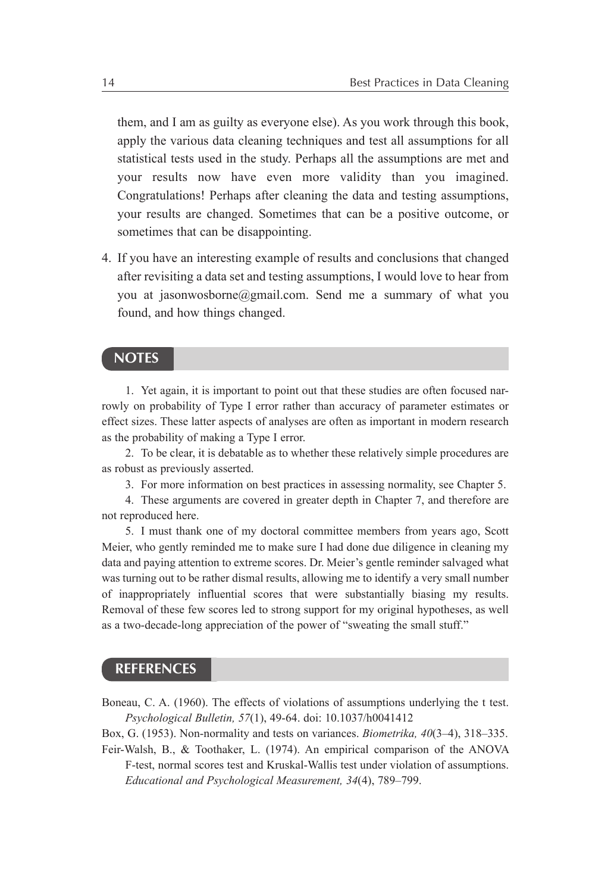them, and I am as guilty as everyone else). As you work through this book, apply the various data cleaning techniques and test all assumptions for all statistical tests used in the study. Perhaps all the assumptions are met and your results now have even more validity than you imagined. Congratulations! Perhaps after cleaning the data and testing assumptions, your results are changed. Sometimes that can be a positive outcome, or sometimes that can be disappointing.

4. If you have an interesting example of results and conclusions that changed after revisiting a data set and testing assumptions, I would love to hear from you at jasonwosborne@gmail.com. Send me a summary of what you found, and how things changed.

## NOTES

1. Yet again, it is important to point out that these studies are often focused narrowly on probability of Type I error rather than accuracy of parameter estimates or effect sizes. These latter aspects of analyses are often as important in modern research as the probability of making a Type I error.

2. To be clear, it is debatable as to whether these relatively simple procedures are as robust as previously asserted.

3. For more information on best practices in assessing normality, see Chapter 5.

4. These arguments are covered in greater depth in Chapter 7, and therefore are not reproduced here.

5. I must thank one of my doctoral committee members from years ago, Scott Meier, who gently reminded me to make sure I had done due diligence in cleaning my data and paying attention to extreme scores. Dr. Meier's gentle reminder salvaged what was turning out to be rather dismal results, allowing me to identify a very small number of inappropriately influential scores that were substantially biasing my results. Removal of these few scores led to strong support for my original hypotheses, as well as a two-decade-long appreciation of the power of "sweating the small stuff."

## REFERENCES

Boneau, C. A. (1960). The effects of violations of assumptions underlying the t test. *Psychological Bulletin, 57*(1), 49-64. doi: 10.1037/h0041412

Box, G. (1953). Non-normality and tests on variances. *Biometrika, 40*(3–4), 318–335.

Feir-Walsh, B., & Toothaker, L. (1974). An empirical comparison of the ANOVA F-test, normal scores test and Kruskal-Wallis test under violation of assumptions. *Educational and Psychological Measurement, 34*(4), 789–799.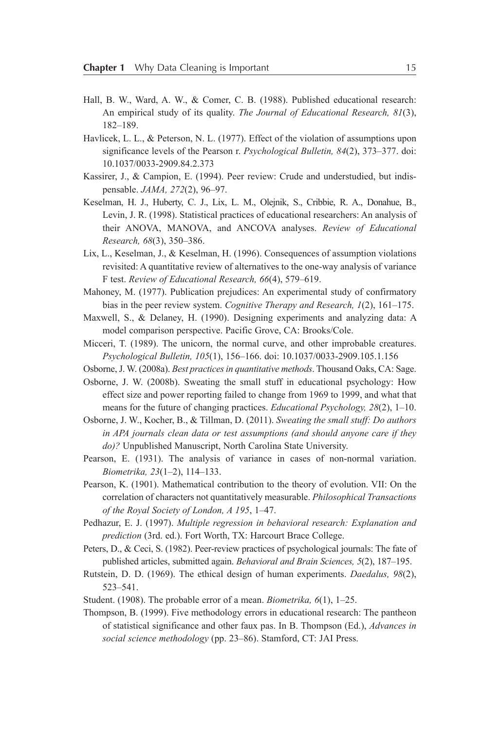Hall, B. W., Ward, A. W., & Comer, C. B. (1988). Published educational research: An empirical study of its quality. *The Journal of Educational Research, 81*(3), 182–189.

Havlicek, L. L., & Peterson, N. L. (1977). Effect of the violation of assumptions upon significance levels of the Pearson r. *Psychological Bulletin, 84*(2), 373–377. doi: 10.1037/0033-2909.84.2.373

Kassirer, J., & Campion, E. (1994). Peer review: Crude and understudied, but indispensable. *JAMA, 272*(2), 96–97.

Keselman, H. J., Huberty, C. J., Lix, L. M., Olejnik, S., Cribbie, R. A., Donahue, B., Levin, J. R. (1998). Statistical practices of educational researchers: An analysis of their ANOVA, MANOVA, and ANCOVA analyses. *Review of Educational Research, 68*(3), 350–386.

Lix, L., Keselman, J., & Keselman, H. (1996). Consequences of assumption violations revisited: A quantitative review of alternatives to the one-way analysis of variance F test. *Review of Educational Research, 66*(4), 579–619.

Mahoney, M. (1977). Publication prejudices: An experimental study of confirmatory bias in the peer review system. *Cognitive Therapy and Research, 1*(2), 161–175.

Maxwell, S., & Delaney, H. (1990). Designing experiments and analyzing data: A model comparison perspective. Pacific Grove, CA: Brooks/Cole.

Micceri, T. (1989). The unicorn, the normal curve, and other improbable creatures. *Psychological Bulletin, 105*(1), 156–166. doi: 10.1037/0033-2909.105.1.156

Osborne, J. W. (2008a). *Best practices in quantitative methods*. Thousand Oaks, CA: Sage.

Osborne, J. W. (2008b). Sweating the small stuff in educational psychology: How effect size and power reporting failed to change from 1969 to 1999, and what that means for the future of changing practices. *Educational Psychology, 28*(2), 1–10.

Osborne, J. W., Kocher, B., & Tillman, D. (2011). *Sweating the small stuff: Do authors in APA journals clean data or test assumptions (and should anyone care if they do)?* Unpublished Manuscript, North Carolina State University.

Pearson, E. (1931). The analysis of variance in cases of non-normal variation. *Biometrika, 23*(1–2), 114–133.

Pearson, K. (1901). Mathematical contribution to the theory of evolution. VII: On the correlation of characters not quantitatively measurable. *Philosophical Transactions of the Royal Society of London, A 195*, 1–47.

Pedhazur, E. J. (1997). *Multiple regression in behavioral research: Explanation and prediction* (3rd. ed.). Fort Worth, TX: Harcourt Brace College.

Peters, D., & Ceci, S. (1982). Peer-review practices of psychological journals: The fate of published articles, submitted again. *Behavioral and Brain Sciences, 5*(2), 187–195.

Rutstein, D. D. (1969). The ethical design of human experiments. *Daedalus, 98*(2), 523–541.

Student. (1908). The probable error of a mean. *Biometrika, 6*(1), 1–25.

Thompson, B. (1999). Five methodology errors in educational research: The pantheon of statistical significance and other faux pas. In B. Thompson (Ed.), *Advances in social science methodology* (pp. 23–86). Stamford, CT: JAI Press.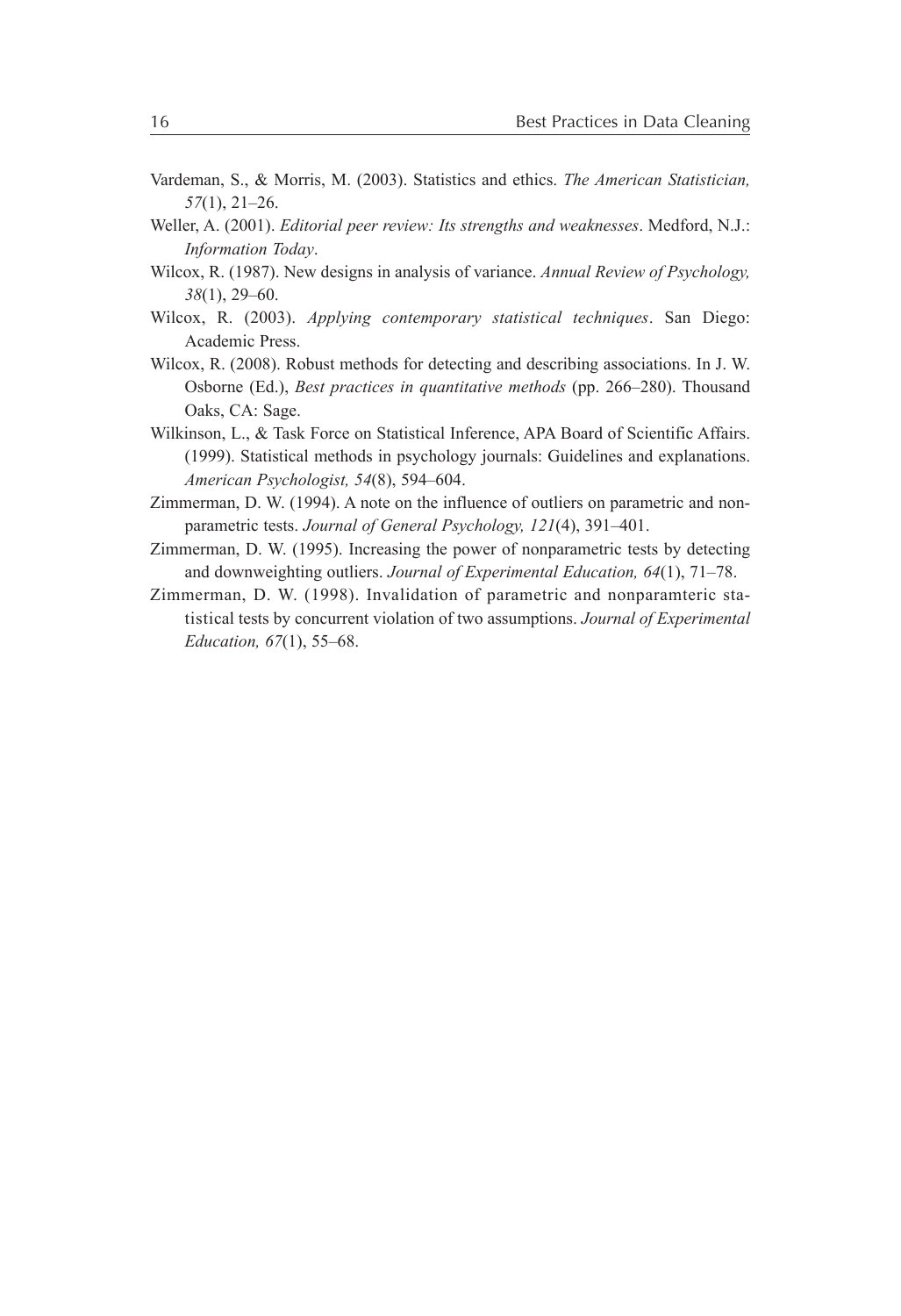Vardeman, S., & Morris, M. (2003). Statistics and ethics. *The American Statistician, 57*(1), 21–26.

Weller, A. (2001). *Editorial peer review: Its strengths and weaknesses*. Medford, N.J.: *Information Today*.

Wilcox, R. (1987). New designs in analysis of variance. *Annual Review of Psychology, 38*(1), 29–60.

Wilcox, R. (2003). *Applying contemporary statistical techniques*. San Diego: Academic Press.

Wilcox, R. (2008). Robust methods for detecting and describing associations. In J. W. Osborne (Ed.), *Best practices in quantitative methods* (pp. 266–280). Thousand Oaks, CA: Sage.

Wilkinson, L., & Task Force on Statistical Inference, APA Board of Scientific Affairs. (1999). Statistical methods in psychology journals: Guidelines and explanations. *American Psychologist, 54*(8), 594–604.

Zimmerman, D. W. (1994). A note on the influence of outliers on parametric and non-parametric tests. *Journal of General Psychology, 121*(4), 391–401.

Zimmerman, D. W. (1995). Increasing the power of nonparametric tests by detecting and downweighting outliers. *Journal of Experimental Education, 64*(1), 71–78.

Zimmerman, D. W. (1998). Invalidation of parametric and nonparamteric statistical tests by concurrent violation of two assumptions. *Journal of Experimental Education, 67*(1), 55–68.